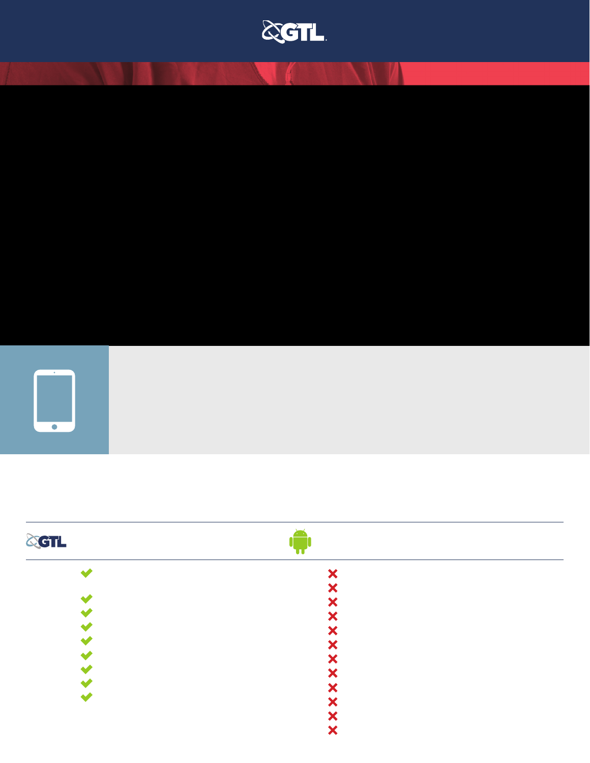



# Security Knows No Bounds

The main priorities of correctional facilities are security, safety, and control. GTL's main goal is to provide that to customers. Our transformative technologies, such as the Inspire tablet, are specifically designed for the correct environment. From the tablet itself and its operating system, to the network it connects to and the added securi features that are enabled, Inspire is the latest in a long line of trusted and indispensable correctional tools.

# Operating System Highly-Secure Customized Android Firmware